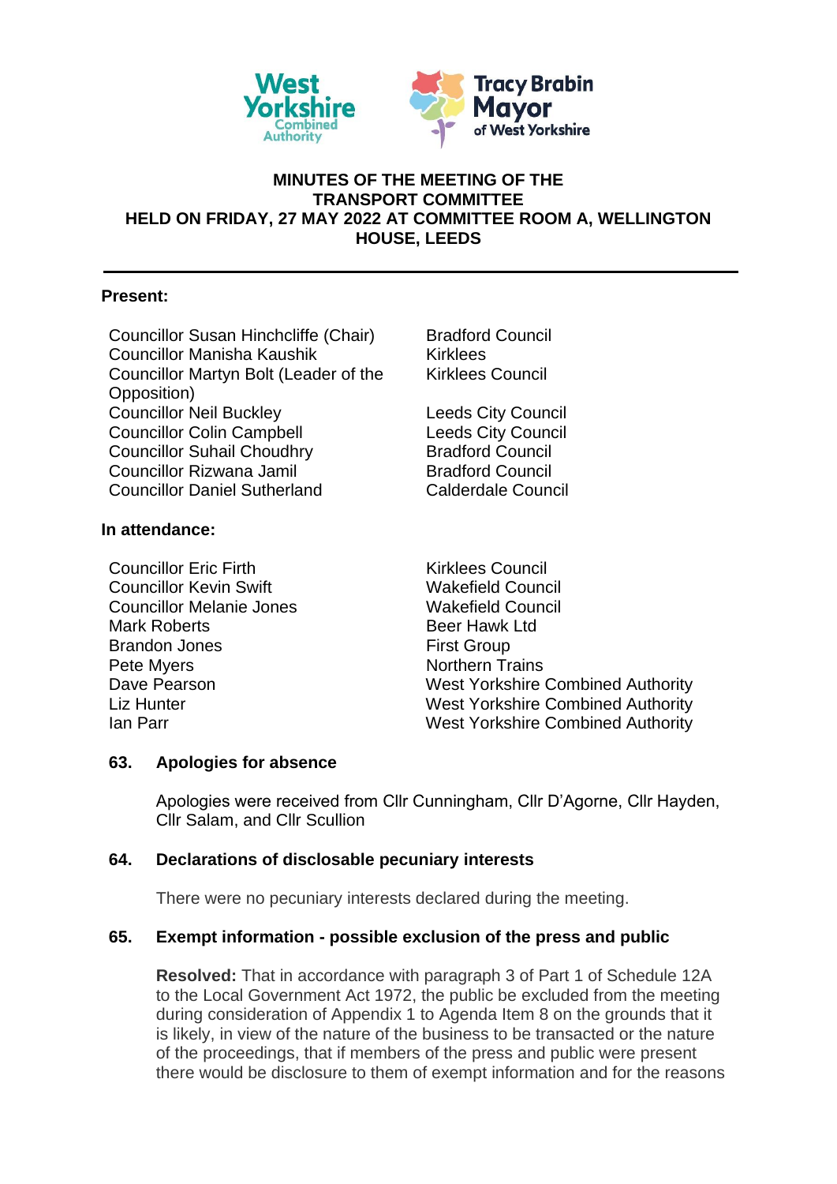# MINUTES OF THE MEETING OF THE TRANSPORT COMMITTEE HELD ON FRIDAY, 27 MAY 2022 AT COMMITTEE ROOM A, WELLINGTON HOUSE, LEEDS

**Present:**

| | |
|---|---|
| Councillor Susan Hinchcliffe (Chair) | Bradford Council |
| Councillor Manisha Kaushik | Kirklees |
| Councillor Martyn Bolt (Leader of the Opposition) | Kirklees Council |
| Councillor Neil Buckley | Leeds City Council |
| Councillor Colin Campbell | Leeds City Council |
| Councillor Suhail Choudhry | Bradford Council |
| Councillor Rizwana Jamil | Bradford Council |
| Councillor Daniel Sutherland | Calderdale Council |

**In attendance:**

| | |
|---|---|
| Councillor Eric Firth | Kirklees Council |
| Councillor Kevin Swift | Wakefield Council |
| Councillor Melanie Jones | Wakefield Council |
| Mark Roberts | Beer Hawk Ltd |
| Brandon Jones | First Group |
| Pete Myers | Northern Trains |
| Dave Pearson | West Yorkshire Combined Authority |
| Liz Hunter | West Yorkshire Combined Authority |
| Ian Parr | West Yorkshire Combined Authority |

## 63. Apologies for absence

Apologies were received from Cllr Cunningham, Cllr D'Agorne, Cllr Hayden, Cllr Salam, and Cllr Scullion

## 64. Declarations of disclosable pecuniary interests

There were no pecuniary interests declared during the meeting.

## 65. Exempt information - possible exclusion of the press and public

**Resolved:** That in accordance with paragraph 3 of Part 1 of Schedule 12A to the Local Government Act 1972, the public be excluded from the meeting during consideration of Appendix 1 to Agenda Item 8 on the grounds that it is likely, in view of the nature of the business to be transacted or the nature of the proceedings, that if members of the press and public were present there would be disclosure to them of exempt information and for the reasons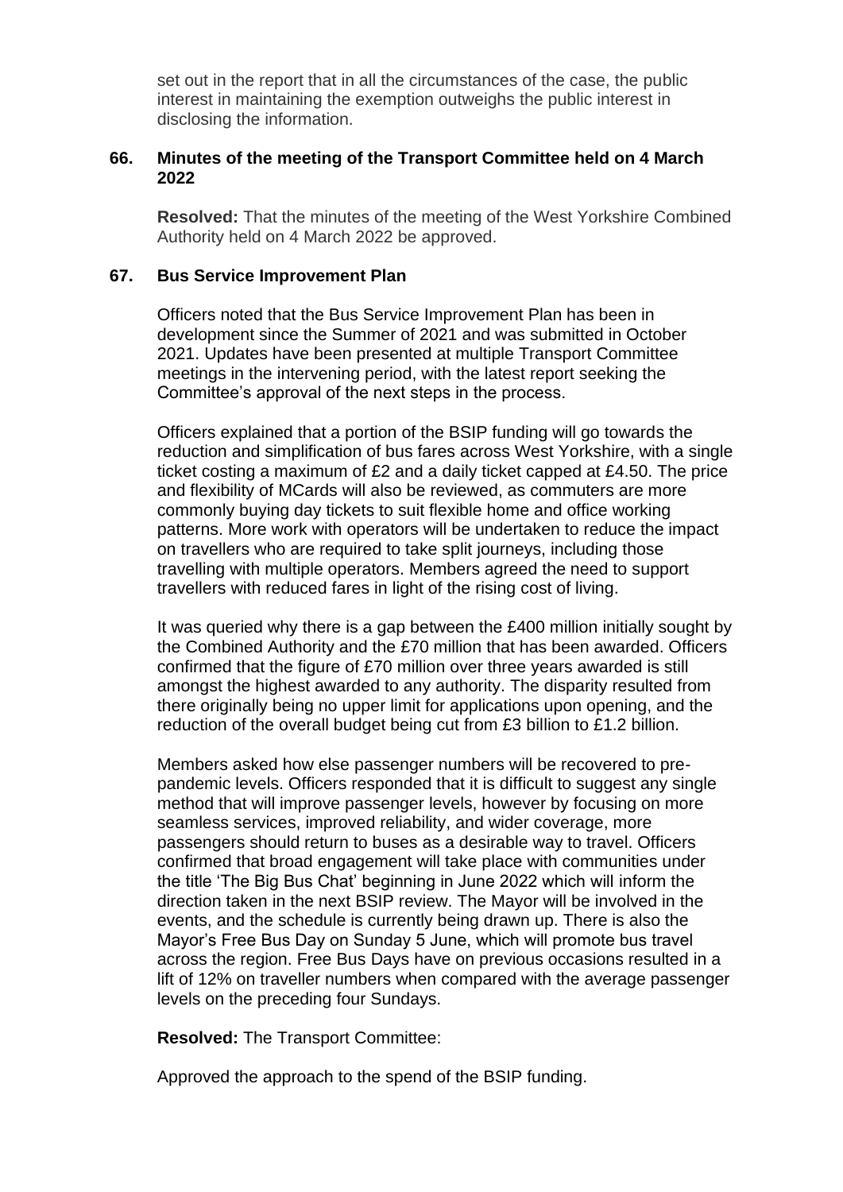set out in the report that in all the circumstances of the case, the public interest in maintaining the exemption outweighs the public interest in disclosing the information.

### 66. Minutes of the meeting of the Transport Committee held on 4 March 2022

**Resolved:** That the minutes of the meeting of the West Yorkshire Combined Authority held on 4 March 2022 be approved.

### 67. Bus Service Improvement Plan

Officers noted that the Bus Service Improvement Plan has been in development since the Summer of 2021 and was submitted in October 2021. Updates have been presented at multiple Transport Committee meetings in the intervening period, with the latest report seeking the Committee's approval of the next steps in the process.

Officers explained that a portion of the BSIP funding will go towards the reduction and simplification of bus fares across West Yorkshire, with a single ticket costing a maximum of £2 and a daily ticket capped at £4.50. The price and flexibility of MCards will also be reviewed, as commuters are more commonly buying day tickets to suit flexible home and office working patterns. More work with operators will be undertaken to reduce the impact on travellers who are required to take split journeys, including those travelling with multiple operators. Members agreed the need to support travellers with reduced fares in light of the rising cost of living.

It was queried why there is a gap between the £400 million initially sought by the Combined Authority and the £70 million that has been awarded. Officers confirmed that the figure of £70 million over three years awarded is still amongst the highest awarded to any authority. The disparity resulted from there originally being no upper limit for applications upon opening, and the reduction of the overall budget being cut from £3 billion to £1.2 billion.

Members asked how else passenger numbers will be recovered to pre-pandemic levels. Officers responded that it is difficult to suggest any single method that will improve passenger levels, however by focusing on more seamless services, improved reliability, and wider coverage, more passengers should return to buses as a desirable way to travel. Officers confirmed that broad engagement will take place with communities under the title 'The Big Bus Chat' beginning in June 2022 which will inform the direction taken in the next BSIP review. The Mayor will be involved in the events, and the schedule is currently being drawn up. There is also the Mayor's Free Bus Day on Sunday 5 June, which will promote bus travel across the region. Free Bus Days have on previous occasions resulted in a lift of 12% on traveller numbers when compared with the average passenger levels on the preceding four Sundays.

**Resolved:** The Transport Committee:

Approved the approach to the spend of the BSIP funding.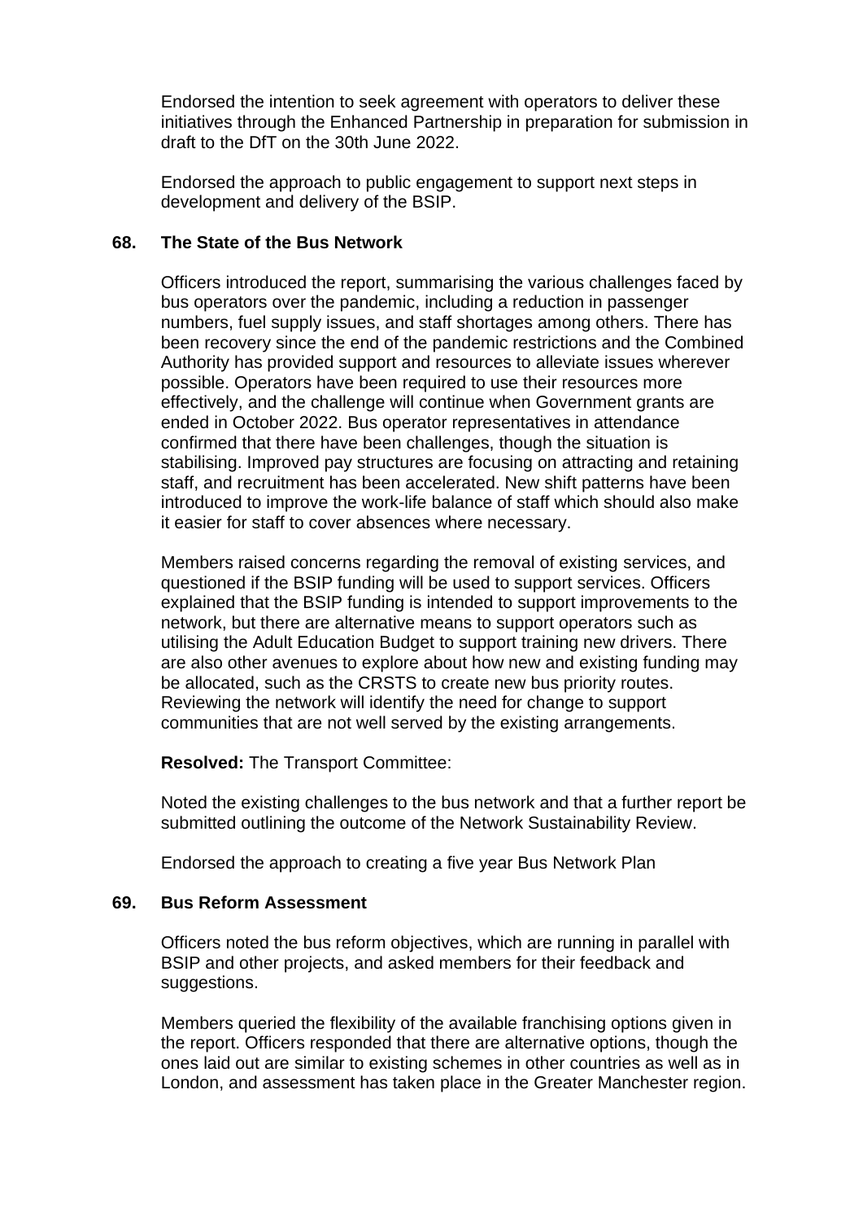Endorsed the intention to seek agreement with operators to deliver these initiatives through the Enhanced Partnership in preparation for submission in draft to the DfT on the 30th June 2022.

Endorsed the approach to public engagement to support next steps in development and delivery of the BSIP.

**68. The State of the Bus Network**

Officers introduced the report, summarising the various challenges faced by bus operators over the pandemic, including a reduction in passenger numbers, fuel supply issues, and staff shortages among others. There has been recovery since the end of the pandemic restrictions and the Combined Authority has provided support and resources to alleviate issues wherever possible. Operators have been required to use their resources more effectively, and the challenge will continue when Government grants are ended in October 2022. Bus operator representatives in attendance confirmed that there have been challenges, though the situation is stabilising. Improved pay structures are focusing on attracting and retaining staff, and recruitment has been accelerated. New shift patterns have been introduced to improve the work-life balance of staff which should also make it easier for staff to cover absences where necessary.

Members raised concerns regarding the removal of existing services, and questioned if the BSIP funding will be used to support services. Officers explained that the BSIP funding is intended to support improvements to the network, but there are alternative means to support operators such as utilising the Adult Education Budget to support training new drivers. There are also other avenues to explore about how new and existing funding may be allocated, such as the CRSTS to create new bus priority routes. Reviewing the network will identify the need for change to support communities that are not well served by the existing arrangements.

**Resolved:** The Transport Committee:

Noted the existing challenges to the bus network and that a further report be submitted outlining the outcome of the Network Sustainability Review.

Endorsed the approach to creating a five year Bus Network Plan

**69. Bus Reform Assessment**

Officers noted the bus reform objectives, which are running in parallel with BSIP and other projects, and asked members for their feedback and suggestions.

Members queried the flexibility of the available franchising options given in the report. Officers responded that there are alternative options, though the ones laid out are similar to existing schemes in other countries as well as in London, and assessment has taken place in the Greater Manchester region.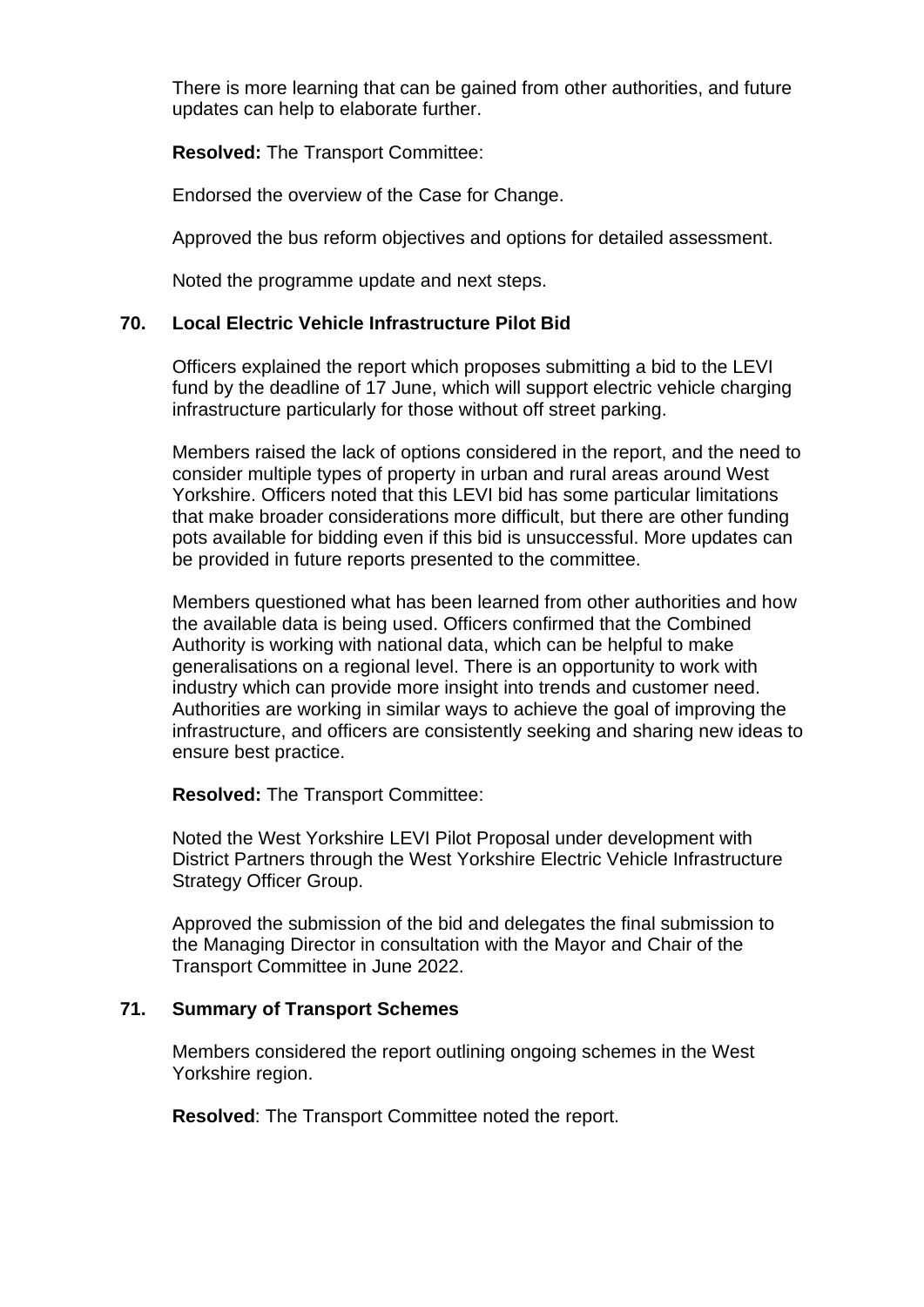There is more learning that can be gained from other authorities, and future updates can help to elaborate further.

**Resolved:** The Transport Committee:

Endorsed the overview of the Case for Change.

Approved the bus reform objectives and options for detailed assessment.

Noted the programme update and next steps.

### 70. Local Electric Vehicle Infrastructure Pilot Bid

Officers explained the report which proposes submitting a bid to the LEVI fund by the deadline of 17 June, which will support electric vehicle charging infrastructure particularly for those without off street parking.

Members raised the lack of options considered in the report, and the need to consider multiple types of property in urban and rural areas around West Yorkshire. Officers noted that this LEVI bid has some particular limitations that make broader considerations more difficult, but there are other funding pots available for bidding even if this bid is unsuccessful. More updates can be provided in future reports presented to the committee.

Members questioned what has been learned from other authorities and how the available data is being used. Officers confirmed that the Combined Authority is working with national data, which can be helpful to make generalisations on a regional level. There is an opportunity to work with industry which can provide more insight into trends and customer need. Authorities are working in similar ways to achieve the goal of improving the infrastructure, and officers are consistently seeking and sharing new ideas to ensure best practice.

**Resolved:** The Transport Committee:

Noted the West Yorkshire LEVI Pilot Proposal under development with District Partners through the West Yorkshire Electric Vehicle Infrastructure Strategy Officer Group.

Approved the submission of the bid and delegates the final submission to the Managing Director in consultation with the Mayor and Chair of the Transport Committee in June 2022.

### 71. Summary of Transport Schemes

Members considered the report outlining ongoing schemes in the West Yorkshire region.

**Resolved**: The Transport Committee noted the report.